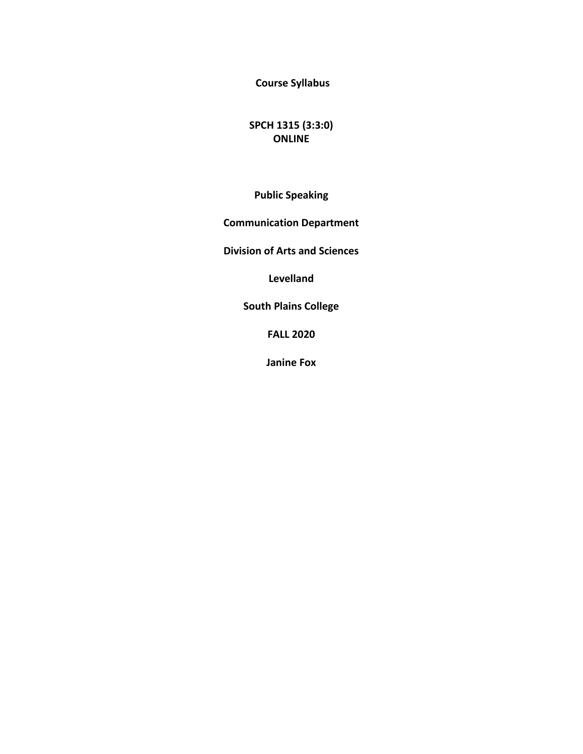**Course Syllabus**

**SPCH 1315 (3:3:0)**
**ONLINE**

**Public Speaking**

**Communication Department**

**Division of Arts and Sciences**

**Levelland**

**South Plains College**

**FALL 2020**

**Janine Fox**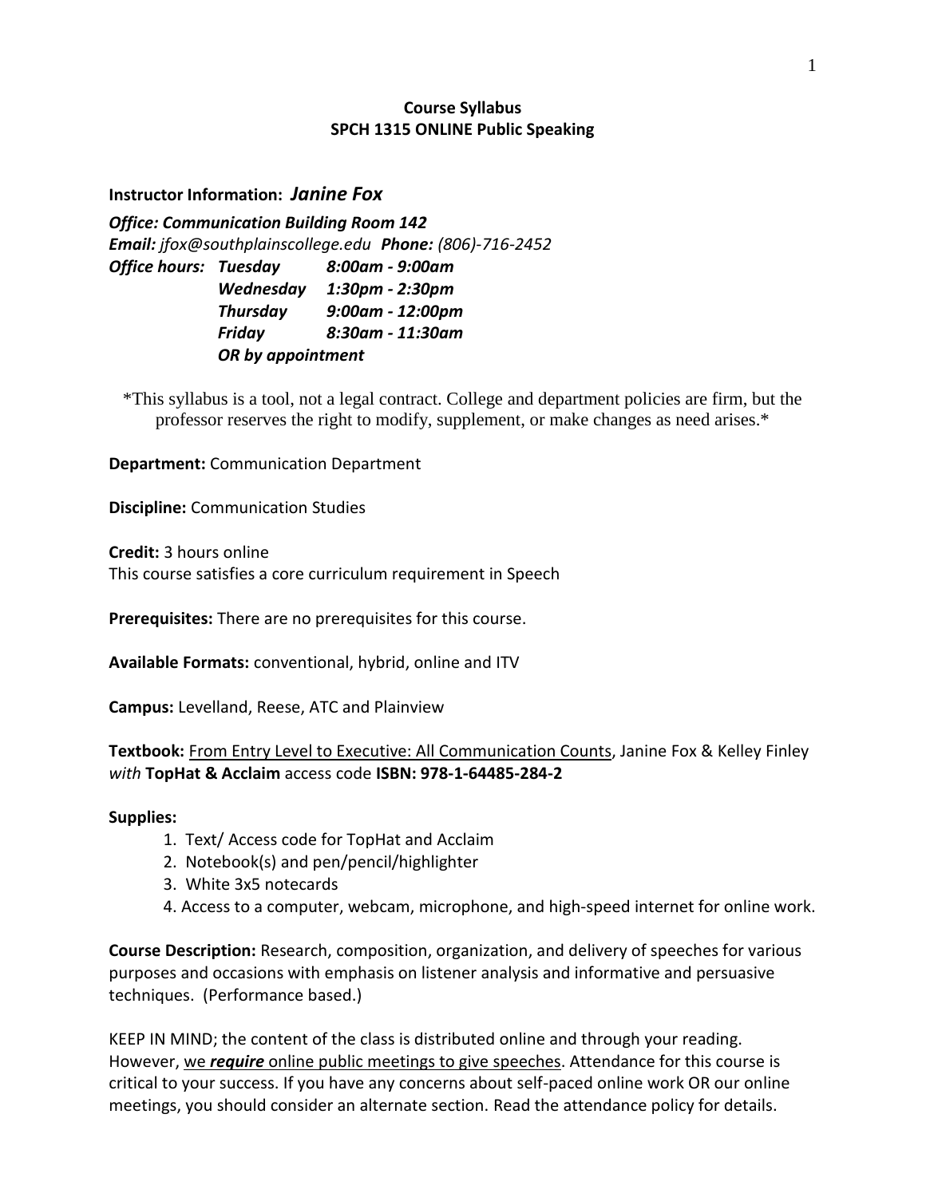**Course Syllabus**
**SPCH 1315 ONLINE Public Speaking**

**Instructor Information:** ***Janine Fox***

***Office: Communication Building Room 142***
***Email:*** *jfox@southplainscollege.edu* ***Phone:*** *(806)-716-2452*

| | | |
|---|---|---|
| ***Office hours:*** | ***Tuesday*** | ***8:00am - 9:00am*** |
| | ***Wednesday*** | ***1:30pm - 2:30pm*** |
| | ***Thursday*** | ***9:00am - 12:00pm*** |
| | ***Friday*** | ***8:30am - 11:30am*** |
| | ***OR by appointment*** | |

*This syllabus is a tool, not a legal contract. College and department policies are firm, but the professor reserves the right to modify, supplement, or make changes as need arises.*

**Department:** Communication Department

**Discipline:** Communication Studies

**Credit:** 3 hours online
This course satisfies a core curriculum requirement in Speech

**Prerequisites:** There are no prerequisites for this course.

**Available Formats:** conventional, hybrid, online and ITV

**Campus:** Levelland, Reese, ATC and Plainview

**Textbook:** From Entry Level to Executive: All Communication Counts, Janine Fox & Kelley Finley *with* **TopHat & Acclaim** access code **ISBN: 978-1-64485-284-2**

**Supplies:**

1. Text/ Access code for TopHat and Acclaim
2. Notebook(s) and pen/pencil/highlighter
3. White 3x5 notecards
4. Access to a computer, webcam, microphone, and high-speed internet for online work.

**Course Description:** Research, composition, organization, and delivery of speeches for various purposes and occasions with emphasis on listener analysis and informative and persuasive techniques. (Performance based.)

KEEP IN MIND; the content of the class is distributed online and through your reading. However, we ***require*** online public meetings to give speeches. Attendance for this course is critical to your success. If you have any concerns about self-paced online work OR our online meetings, you should consider an alternate section. Read the attendance policy for details.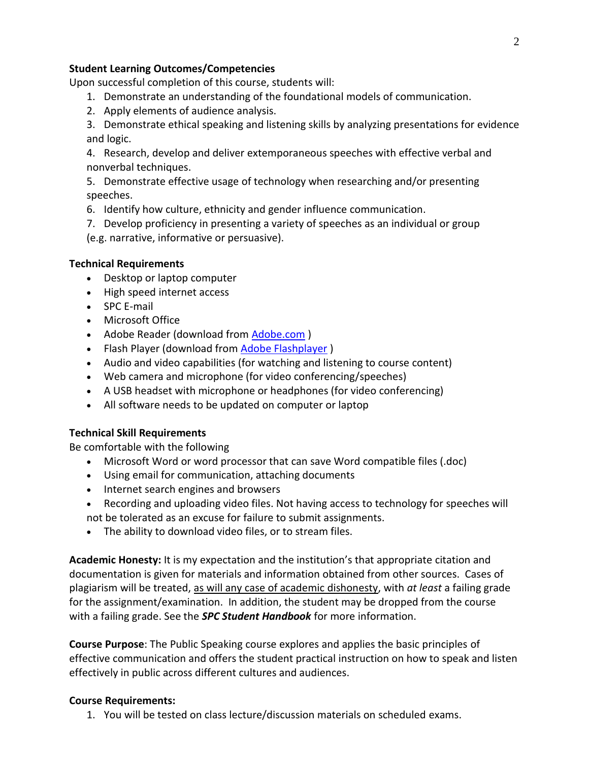**Student Learning Outcomes/Competencies**

Upon successful completion of this course, students will:

1. Demonstrate an understanding of the foundational models of communication.
2. Apply elements of audience analysis.
3. Demonstrate ethical speaking and listening skills by analyzing presentations for evidence and logic.
4. Research, develop and deliver extemporaneous speeches with effective verbal and nonverbal techniques.
5. Demonstrate effective usage of technology when researching and/or presenting speeches.
6. Identify how culture, ethnicity and gender influence communication.
7. Develop proficiency in presenting a variety of speeches as an individual or group (e.g. narrative, informative or persuasive).

**Technical Requirements**

- Desktop or laptop computer
- High speed internet access
- SPC E-mail
- Microsoft Office
- Adobe Reader (download from [Adobe.com](Adobe.com) )
- Flash Player (download from [Adobe Flashplayer](Adobe Flashplayer) )
- Audio and video capabilities (for watching and listening to course content)
- Web camera and microphone (for video conferencing/speeches)
- A USB headset with microphone or headphones (for video conferencing)
- All software needs to be updated on computer or laptop

**Technical Skill Requirements**

Be comfortable with the following

- Microsoft Word or word processor that can save Word compatible files (.doc)
- Using email for communication, attaching documents
- Internet search engines and browsers
- Recording and uploading video files. Not having access to technology for speeches will not be tolerated as an excuse for failure to submit assignments.
- The ability to download video files, or to stream files.

**Academic Honesty:** It is my expectation and the institution's that appropriate citation and documentation is given for materials and information obtained from other sources. Cases of plagiarism will be treated, <u>as will any case of academic dishonesty</u>, with *at least* a failing grade for the assignment/examination. In addition, the student may be dropped from the course with a failing grade. See the ***SPC Student Handbook*** for more information.

**Course Purpose**: The Public Speaking course explores and applies the basic principles of effective communication and offers the student practical instruction on how to speak and listen effectively in public across different cultures and audiences.

**Course Requirements:**

1. You will be tested on class lecture/discussion materials on scheduled exams.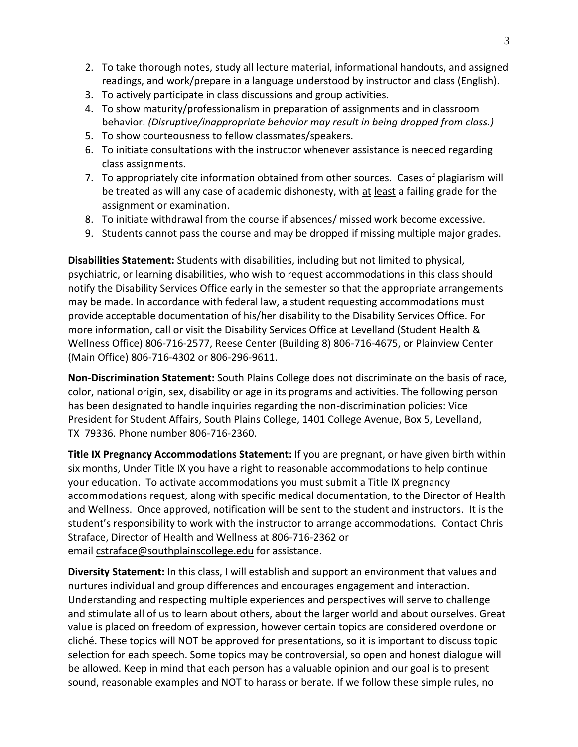2. To take thorough notes, study all lecture material, informational handouts, and assigned readings, and work/prepare in a language understood by instructor and class (English).
3. To actively participate in class discussions and group activities.
4. To show maturity/professionalism in preparation of assignments and in classroom behavior. *(Disruptive/inappropriate behavior may result in being dropped from class.)*
5. To show courteousness to fellow classmates/speakers.
6. To initiate consultations with the instructor whenever assistance is needed regarding class assignments.
7. To appropriately cite information obtained from other sources. Cases of plagiarism will be treated as will any case of academic dishonesty, with at least a failing grade for the assignment or examination.
8. To initiate withdrawal from the course if absences/ missed work become excessive.
9. Students cannot pass the course and may be dropped if missing multiple major grades.

**Disabilities Statement:** Students with disabilities, including but not limited to physical, psychiatric, or learning disabilities, who wish to request accommodations in this class should notify the Disability Services Office early in the semester so that the appropriate arrangements may be made. In accordance with federal law, a student requesting accommodations must provide acceptable documentation of his/her disability to the Disability Services Office. For more information, call or visit the Disability Services Office at Levelland (Student Health & Wellness Office) 806-716-2577, Reese Center (Building 8) 806-716-4675, or Plainview Center (Main Office) 806-716-4302 or 806-296-9611.

**Non-Discrimination Statement:** South Plains College does not discriminate on the basis of race, color, national origin, sex, disability or age in its programs and activities. The following person has been designated to handle inquiries regarding the non-discrimination policies: Vice President for Student Affairs, South Plains College, 1401 College Avenue, Box 5, Levelland, TX 79336. Phone number 806-716-2360.

**Title IX Pregnancy Accommodations Statement:** If you are pregnant, or have given birth within six months, Under Title IX you have a right to reasonable accommodations to help continue your education. To activate accommodations you must submit a Title IX pregnancy accommodations request, along with specific medical documentation, to the Director of Health and Wellness. Once approved, notification will be sent to the student and instructors. It is the student's responsibility to work with the instructor to arrange accommodations. Contact Chris Straface, Director of Health and Wellness at 806-716-2362 or email cstraface@southplainscollege.edu for assistance.

**Diversity Statement:** In this class, I will establish and support an environment that values and nurtures individual and group differences and encourages engagement and interaction. Understanding and respecting multiple experiences and perspectives will serve to challenge and stimulate all of us to learn about others, about the larger world and about ourselves. Great value is placed on freedom of expression, however certain topics are considered overdone or cliché. These topics will NOT be approved for presentations, so it is important to discuss topic selection for each speech. Some topics may be controversial, so open and honest dialogue will be allowed. Keep in mind that each person has a valuable opinion and our goal is to present sound, reasonable examples and NOT to harass or berate. If we follow these simple rules, no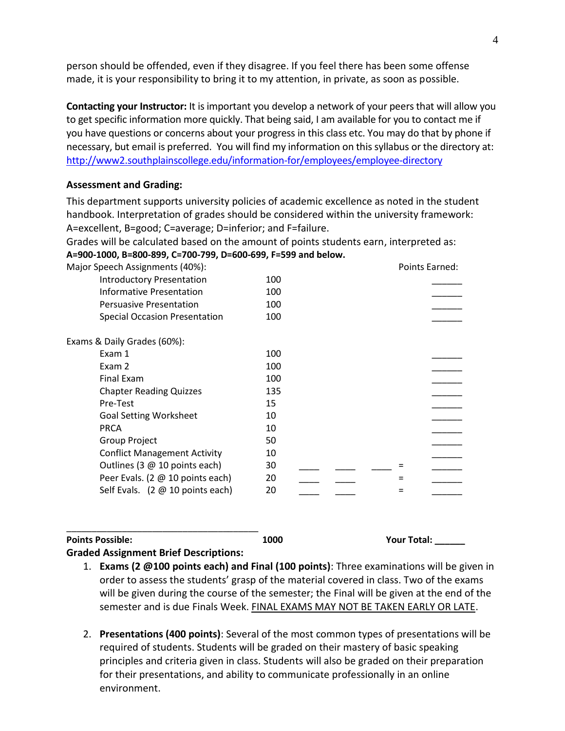person should be offended, even if they disagree. If you feel there has been some offense made, it is your responsibility to bring it to my attention, in private, as soon as possible.

**Contacting your Instructor:** It is important you develop a network of your peers that will allow you to get specific information more quickly. That being said, I am available for you to contact me if you have questions or concerns about your progress in this class etc. You may do that by phone if necessary, but email is preferred. You will find my information on this syllabus or the directory at: http://www2.southplainscollege.edu/information-for/employees/employee-directory

**Assessment and Grading:**

This department supports university policies of academic excellence as noted in the student handbook. Interpretation of grades should be considered within the university framework: A=excellent, B=good; C=average; D=inferior; and F=failure.

Grades will be calculated based on the amount of points students earn, interpreted as:
**A=900-1000, B=800-899, C=700-799, D=600-699, F=599 and below.**

| Major Speech Assignments (40%): | | | | | | Points Earned: |
|---|---|---|---|---|---|---|
| Introductory Presentation | 100 | | | | | ______ |
| Informative Presentation | 100 | | | | | ______ |
| Persuasive Presentation | 100 | | | | | ______ |
| Special Occasion Presentation | 100 | | | | | ______ |
| **Exams & Daily Grades (60%):** | | | | | | |
| Exam 1 | 100 | | | | | ______ |
| Exam 2 | 100 | | | | | ______ |
| Final Exam | 100 | | | | | ______ |
| Chapter Reading Quizzes | 135 | | | | | ______ |
| Pre-Test | 15 | | | | | ______ |
| Goal Setting Worksheet | 10 | | | | | ______ |
| PRCA | 10 | | | | | ______ |
| Group Project | 50 | | | | | ______ |
| Conflict Management Activity | 10 | | | | | ______ |
| Outlines (3 @ 10 points each) | 30 | ____ | ____ | ____ | = | ______ |
| Peer Evals. (2 @ 10 points each) | 20 | ____ | ____ | | = | ______ |
| Self Evals. (2 @ 10 points each) | 20 | ____ | ____ | | = | ______ |
| **Points Possible:** | **1000** | | | | | **Your Total: ______** |

**Graded Assignment Brief Descriptions:**

1. **Exams (2 @100 points each) and Final (100 points)**: Three examinations will be given in order to assess the students' grasp of the material covered in class. Two of the exams will be given during the course of the semester; the Final will be given at the end of the semester and is due Finals Week. FINAL EXAMS MAY NOT BE TAKEN EARLY OR LATE.

2. **Presentations (400 points)**: Several of the most common types of presentations will be required of students. Students will be graded on their mastery of basic speaking principles and criteria given in class. Students will also be graded on their preparation for their presentations, and ability to communicate professionally in an online environment.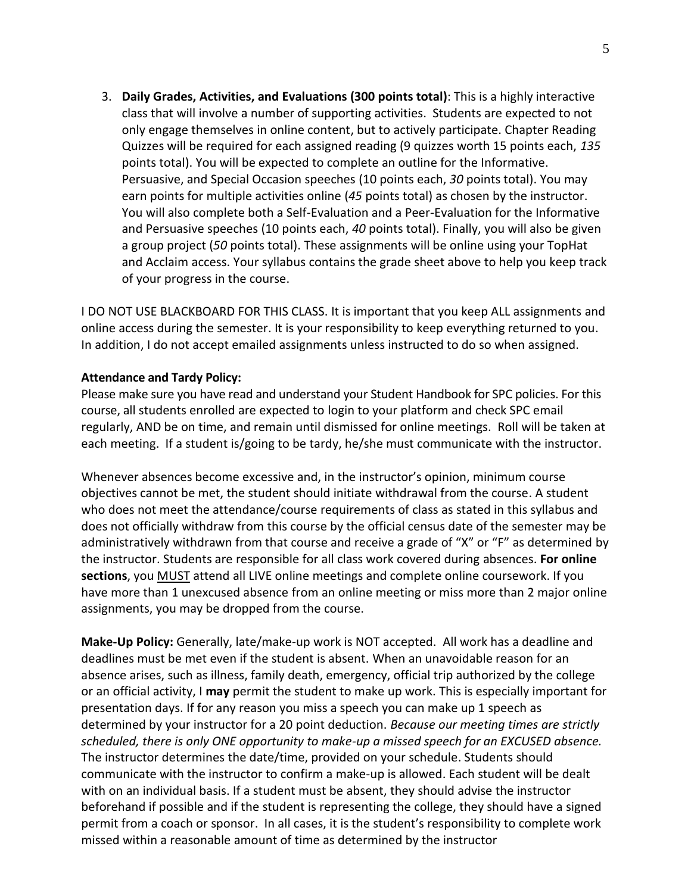3. **Daily Grades, Activities, and Evaluations (300 points total)**: This is a highly interactive class that will involve a number of supporting activities. Students are expected to not only engage themselves in online content, but to actively participate. Chapter Reading Quizzes will be required for each assigned reading (9 quizzes worth 15 points each, *135* points total). You will be expected to complete an outline for the Informative. Persuasive, and Special Occasion speeches (10 points each, *30* points total). You may earn points for multiple activities online (*45* points total) as chosen by the instructor. You will also complete both a Self-Evaluation and a Peer-Evaluation for the Informative and Persuasive speeches (10 points each, *40* points total). Finally, you will also be given a group project (*50* points total). These assignments will be online using your TopHat and Acclaim access. Your syllabus contains the grade sheet above to help you keep track of your progress in the course.

I DO NOT USE BLACKBOARD FOR THIS CLASS. It is important that you keep ALL assignments and online access during the semester. It is your responsibility to keep everything returned to you. In addition, I do not accept emailed assignments unless instructed to do so when assigned.

**Attendance and Tardy Policy:**
Please make sure you have read and understand your Student Handbook for SPC policies. For this course, all students enrolled are expected to login to your platform and check SPC email regularly, AND be on time, and remain until dismissed for online meetings. Roll will be taken at each meeting. If a student is/going to be tardy, he/she must communicate with the instructor.

Whenever absences become excessive and, in the instructor's opinion, minimum course objectives cannot be met, the student should initiate withdrawal from the course. A student who does not meet the attendance/course requirements of class as stated in this syllabus and does not officially withdraw from this course by the official census date of the semester may be administratively withdrawn from that course and receive a grade of "X" or "F" as determined by the instructor. Students are responsible for all class work covered during absences. **For online sections**, you <u>MUST</u> attend all LIVE online meetings and complete online coursework. If you have more than 1 unexcused absence from an online meeting or miss more than 2 major online assignments, you may be dropped from the course.

**Make-Up Policy:** Generally, late/make-up work is NOT accepted. All work has a deadline and deadlines must be met even if the student is absent. When an unavoidable reason for an absence arises, such as illness, family death, emergency, official trip authorized by the college or an official activity, I **may** permit the student to make up work. This is especially important for presentation days. If for any reason you miss a speech you can make up 1 speech as determined by your instructor for a 20 point deduction. *Because our meeting times are strictly scheduled, there is only ONE opportunity to make-up a missed speech for an EXCUSED absence.* The instructor determines the date/time, provided on your schedule. Students should communicate with the instructor to confirm a make-up is allowed. Each student will be dealt with on an individual basis. If a student must be absent, they should advise the instructor beforehand if possible and if the student is representing the college, they should have a signed permit from a coach or sponsor. In all cases, it is the student's responsibility to complete work missed within a reasonable amount of time as determined by the instructor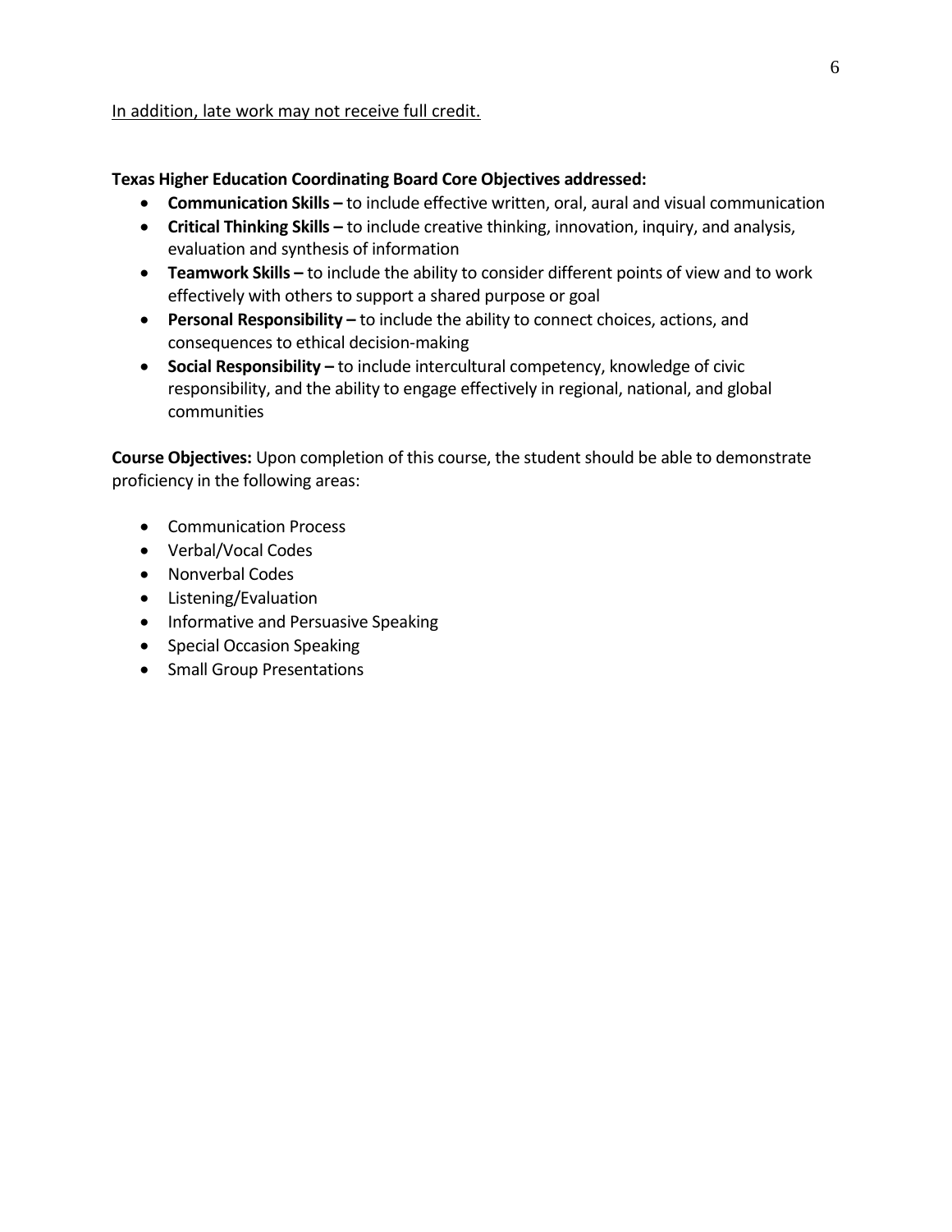<u>In addition, late work may not receive full credit.</u>

**Texas Higher Education Coordinating Board Core Objectives addressed:**

- **Communication Skills –** to include effective written, oral, aural and visual communication
- **Critical Thinking Skills –** to include creative thinking, innovation, inquiry, and analysis, evaluation and synthesis of information
- **Teamwork Skills –** to include the ability to consider different points of view and to work effectively with others to support a shared purpose or goal
- **Personal Responsibility –** to include the ability to connect choices, actions, and consequences to ethical decision-making
- **Social Responsibility –** to include intercultural competency, knowledge of civic responsibility, and the ability to engage effectively in regional, national, and global communities

**Course Objectives:** Upon completion of this course, the student should be able to demonstrate proficiency in the following areas:

- Communication Process
- Verbal/Vocal Codes
- Nonverbal Codes
- Listening/Evaluation
- Informative and Persuasive Speaking
- Special Occasion Speaking
- Small Group Presentations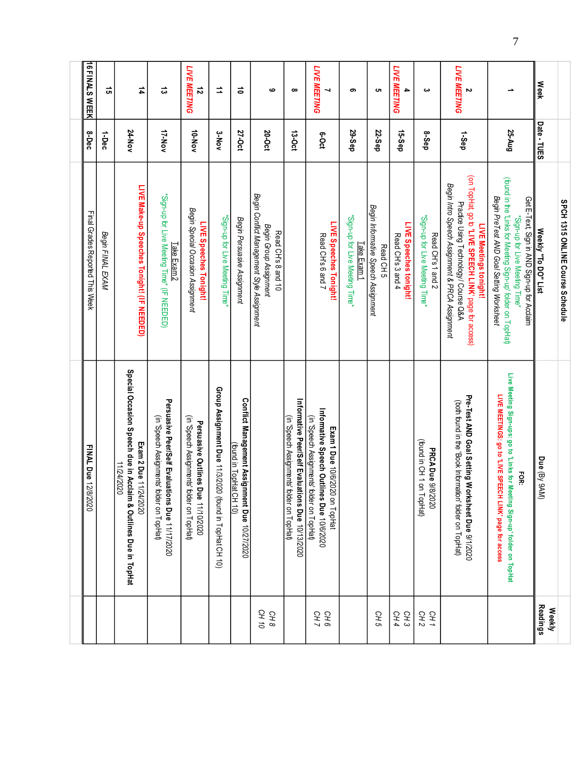# SPCH 1315 ONLINE Course Schedule

| Week | Date - TUES | Weekly "To DO" List | Due (By 9AM) | Weekly Readings |
|---|---|---|---|---|
| | | | **FOR:** Live Meeting Sign-ups: go to 'Links for Meeting Sign-up' folder on TopHat **LIVE MEETINGS: go to 'LIVE SPEECH LINK' page for access** | |
| 1 | 25-Aug | Get E-Text Sign in AND Sign-up for Acclaim *Sign-up for Live Meeting Time* (found in the 'Links for Meeting Sign-up' folder on TopHat) *Begin PreTest AND Goal Setting Worksheet* | | |
| 2 **LIVE MEETING** | 1-Sep | **LIVE Meetings tonight!** (on TopHat, go to **'LIVE SPEECH LINK'** page for access) Practice Using Technology/ Course Q&A *Begin Intro Speech Assignment & PRCA Assignment* | **Pre-Test AND Goal Setting Worksheet Due** 9/1/2020 (both found in the 'Book Information' folder on TopHat) | |
| 3 | 8-Sep | Read CH's 1 and 2 *Sign-up for Live Meeting Time* | **PRCA Due** 9/8/2020 (found in CH 1 on TopHat) | *CH 1* *CH 2* |
| 4 **LIVE MEETING** | 15-Sep | **LIVE Speeches tonight!** Read CH's 3 and 4 | | *CH 3* *CH 4* |
| 5 | 22-Sep | Read CH 5 *Begin Informative Speech Assignment* | | *CH 5* |
| 6 | 29-Sep | Take Exam 1 *Sign-up for Live Meeting Time* | | |
| 7 **LIVE MEETING** | 6-Oct | **LIVE Speeches Tonight!** Read CH's 6 and 7 | **Exam 1 Due** 10/6/2020 on TopHat **Informative Speech Outlines Due** 10/6/2020 (in 'Speech Assignments' folder on TopHat) | *CH 6* *CH 7* |
| 8 | 13-Oct | | **Informative Peer/Self Evaluations Due** 10/13/2020 (in 'Speech Assignments' folder on TopHat) | |
| 9 | 20-Oct | Read CH's 8 and 10 *Begin Group Assignment* *Begin Conflict Management Style Assignment* | | *CH 8* *CH 10* |
| 10 | 27-Oct | *Begin Persuasive Assignment* | **Conflict Management Assignment Due** 10/27/2020 (found in TopHat CH 10) | |
| 11 | 3-Nov | *Sign-up for Live Meeting Time* | **Group Assignment Due** 11/3/2020 (found in TopHat CH 10) | |
| 12 **LIVE MEETING** | 10-Nov | **LIVE Speeches Tonight!** *Begin Special Occasion Assignment* | **Persuasive Outlines Due** 11/10/2020 (in 'Speech Assignments' folder on TopHat) | |
| 13 | 17-Nov | Take Exam 2 *Sign-up for Live Meeting Time* (IF NEEDED) | **Persuasive Peer/Self Evaluations Due** 11/17/2020 (in 'Speech Assignments' folder on TopHat) | |
| 14 | 24-Nov | **LIVE Make-up Speeches Tonight! (IF NEEDED)** | **Exam 2 Due** 11/24/2020 **Special Occasion Speech due in Acclaim & Outlines Due in TopHat** 11/24/2020 | |
| 15 | 1-Dec | *Begin FINAL EXAM* | | |
| 16 FINALS WEEK | 8-Dec | Final Grades Reported This Week | **FINAL Due** 12/8/2020 | |